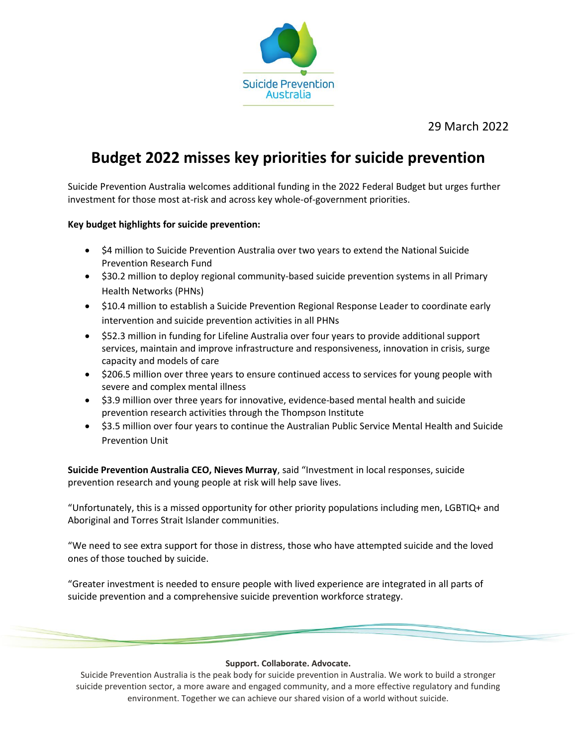Suicide Prevention Australia

29 March 2022

# Budget 2022 misses key priorities for suicide prevention

Suicide Prevention Australia welcomes additional funding in the 2022 Federal Budget but urges further investment for those most at-risk and across key whole-of-government priorities.

**Key budget highlights for suicide prevention:**

- $4 million to Suicide Prevention Australia over two years to extend the National Suicide Prevention Research Fund
- $30.2 million to deploy regional community-based suicide prevention systems in all Primary Health Networks (PHNs)
- $10.4 million to establish a Suicide Prevention Regional Response Leader to coordinate early intervention and suicide prevention activities in all PHNs
- $52.3 million in funding for Lifeline Australia over four years to provide additional support services, maintain and improve infrastructure and responsiveness, innovation in crisis, surge capacity and models of care
- $206.5 million over three years to ensure continued access to services for young people with severe and complex mental illness
- $3.9 million over three years for innovative, evidence-based mental health and suicide prevention research activities through the Thompson Institute
- $3.5 million over four years to continue the Australian Public Service Mental Health and Suicide Prevention Unit

**Suicide Prevention Australia CEO, Nieves Murray**, said "Investment in local responses, suicide prevention research and young people at risk will help save lives.

"Unfortunately, this is a missed opportunity for other priority populations including men, LGBTIQ+ and Aboriginal and Torres Strait Islander communities.

"We need to see extra support for those in distress, those who have attempted suicide and the loved ones of those touched by suicide.

"Greater investment is needed to ensure people with lived experience are integrated in all parts of suicide prevention and a comprehensive suicide prevention workforce strategy.

**Support. Collaborate. Advocate.**

Suicide Prevention Australia is the peak body for suicide prevention in Australia. We work to build a stronger suicide prevention sector, a more aware and engaged community, and a more effective regulatory and funding environment. Together we can achieve our shared vision of a world without suicide.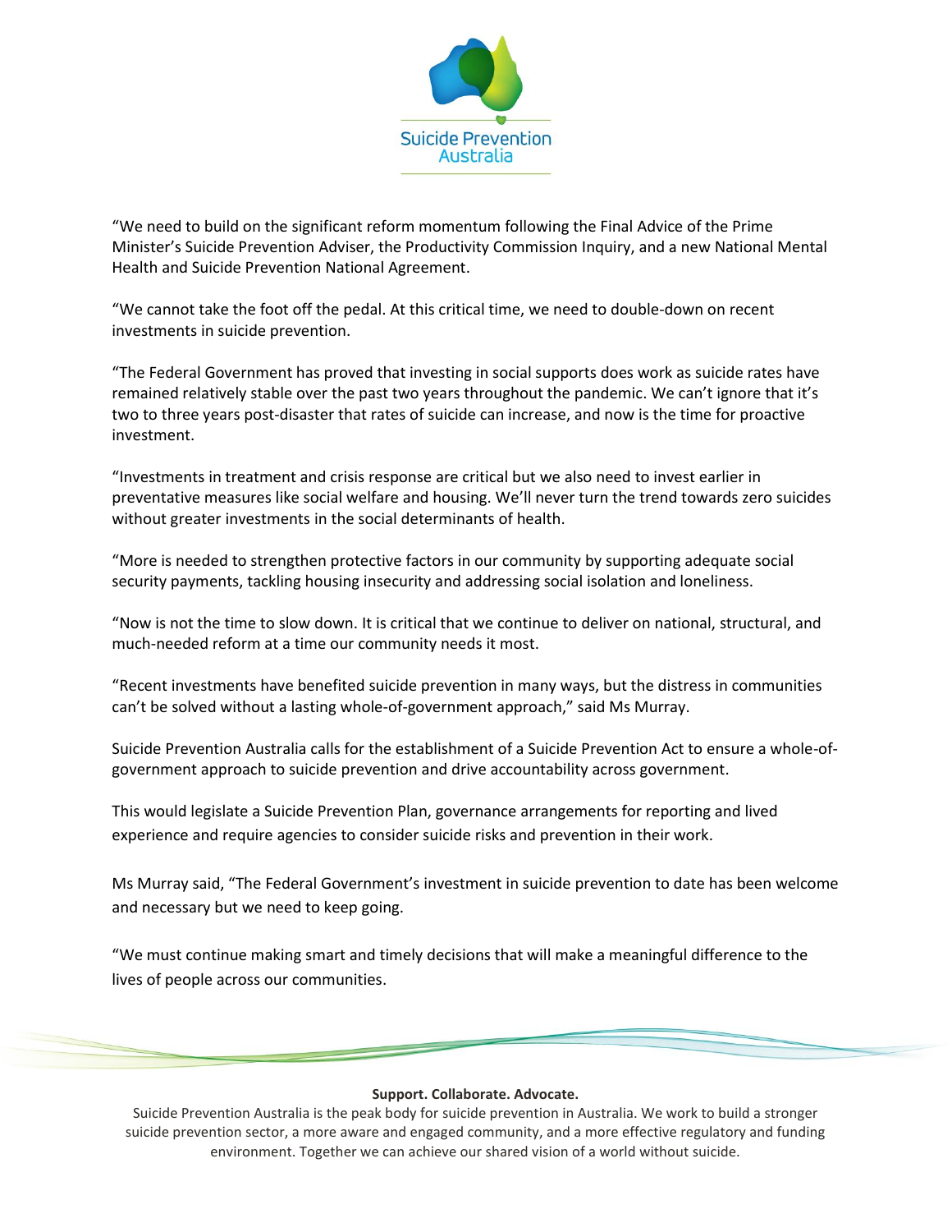“We need to build on the significant reform momentum following the Final Advice of the Prime Minister’s Suicide Prevention Adviser, the Productivity Commission Inquiry, and a new National Mental Health and Suicide Prevention National Agreement.

“We cannot take the foot off the pedal. At this critical time, we need to double-down on recent investments in suicide prevention.

“The Federal Government has proved that investing in social supports does work as suicide rates have remained relatively stable over the past two years throughout the pandemic. We can’t ignore that it’s two to three years post-disaster that rates of suicide can increase, and now is the time for proactive investment.

“Investments in treatment and crisis response are critical but we also need to invest earlier in preventative measures like social welfare and housing. We’ll never turn the trend towards zero suicides without greater investments in the social determinants of health.

“More is needed to strengthen protective factors in our community by supporting adequate social security payments, tackling housing insecurity and addressing social isolation and loneliness.

“Now is not the time to slow down. It is critical that we continue to deliver on national, structural, and much-needed reform at a time our community needs it most.

“Recent investments have benefited suicide prevention in many ways, but the distress in communities can’t be solved without a lasting whole-of-government approach,” said Ms Murray.

Suicide Prevention Australia calls for the establishment of a Suicide Prevention Act to ensure a whole-of-government approach to suicide prevention and drive accountability across government.

This would legislate a Suicide Prevention Plan, governance arrangements for reporting and lived experience and require agencies to consider suicide risks and prevention in their work.

Ms Murray said, “The Federal Government’s investment in suicide prevention to date has been welcome and necessary but we need to keep going.

“We must continue making smart and timely decisions that will make a meaningful difference to the lives of people across our communities.

**Support. Collaborate. Advocate.**

Suicide Prevention Australia is the peak body for suicide prevention in Australia. We work to build a stronger suicide prevention sector, a more aware and engaged community, and a more effective regulatory and funding environment. Together we can achieve our shared vision of a world without suicide.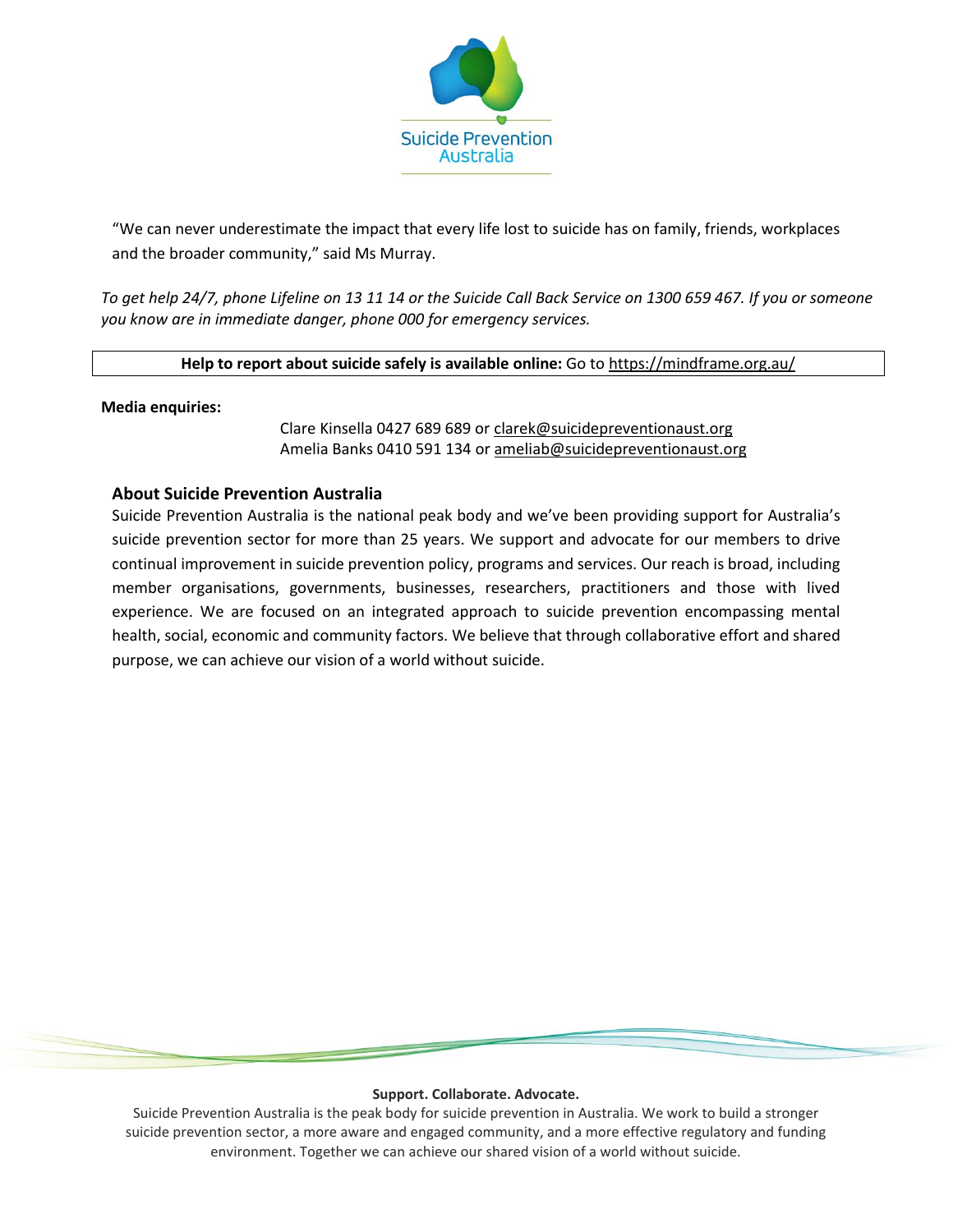"We can never underestimate the impact that every life lost to suicide has on family, friends, workplaces and the broader community," said Ms Murray.

*To get help 24/7, phone Lifeline on 13 11 14 or the Suicide Call Back Service on 1300 659 467. If you or someone you know are in immediate danger, phone 000 for emergency services.*

**Help to report about suicide safely is available online:** Go to https://mindframe.org.au/

**Media enquiries:**

Clare Kinsella 0427 689 689 or clarek@suicidepreventionaust.org
Amelia Banks 0410 591 134 or ameliab@suicidepreventionaust.org

### About Suicide Prevention Australia

Suicide Prevention Australia is the national peak body and we've been providing support for Australia's suicide prevention sector for more than 25 years. We support and advocate for our members to drive continual improvement in suicide prevention policy, programs and services. Our reach is broad, including member organisations, governments, businesses, researchers, practitioners and those with lived experience. We are focused on an integrated approach to suicide prevention encompassing mental health, social, economic and community factors. We believe that through collaborative effort and shared purpose, we can achieve our vision of a world without suicide.

**Support. Collaborate. Advocate.**

Suicide Prevention Australia is the peak body for suicide prevention in Australia. We work to build a stronger suicide prevention sector, a more aware and engaged community, and a more effective regulatory and funding environment. Together we can achieve our shared vision of a world without suicide.